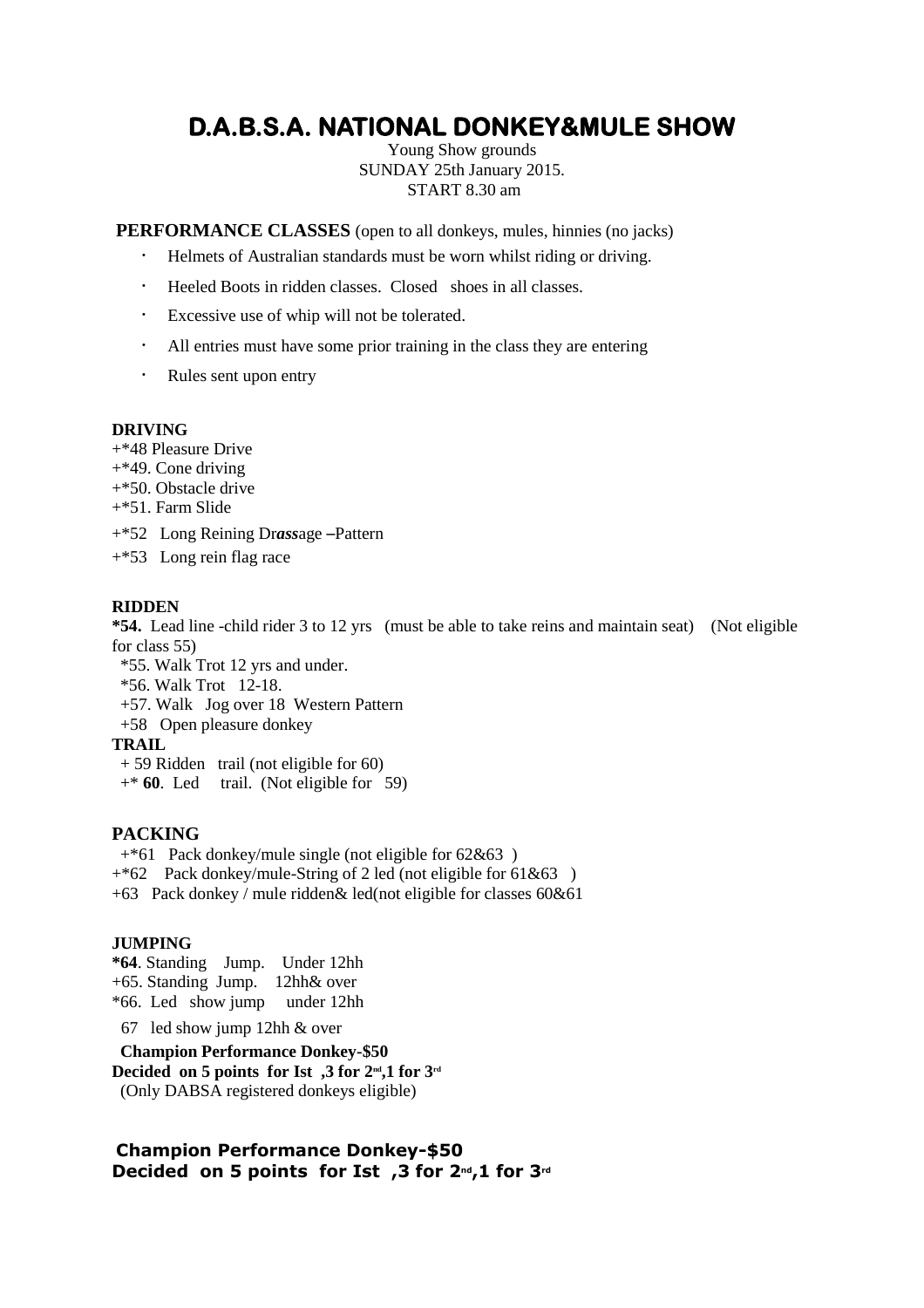# D.A.B.S.A. NATIONAL DONKEY&MULE SHOW

Young Show grounds
SUNDAY 25th January 2015.
START 8.30 am

**PERFORMANCE CLASSES** (open to all donkeys, mules, hinnies (no jacks)

- Helmets of Australian standards must be worn whilst riding or driving.
- Heeled Boots in ridden classes. Closed shoes in all classes.
- Excessive use of whip will not be tolerated.
- All entries must have some prior training in the class they are entering
- Rules sent upon entry

**DRIVING**

+*48 Pleasure Drive
+*49. Cone driving
+*50. Obstacle drive
+*51. Farm Slide
+*52 Long Reining Dr***ass***age –Pattern
+*53 Long rein flag race

**RIDDEN**

**\*54.** Lead line -child rider 3 to 12 yrs (must be able to take reins and maintain seat) (Not eligible for class 55)
*55. Walk Trot 12 yrs and under.
*56. Walk Trot 12-18.
+57. Walk Jog over 18 Western Pattern
+58 Open pleasure donkey

**TRAIL**

+ 59 Ridden trail (not eligible for 60)
+* **60**. Led trail. (Not eligible for 59)

**PACKING**

+*61 Pack donkey/mule single (not eligible for 62&63 )
+*62 Pack donkey/mule-String of 2 led (not eligible for 61&63 )
+63 Pack donkey / mule ridden& led(not eligible for classes 60&61

**JUMPING**

**\*64**. Standing Jump. Under 12hh
+65. Standing Jump. 12hh& over
*66. Led show jump under 12hh
67 led show jump 12hh & over

**Champion Performance Donkey-$50**
**Decided on 5 points for Ist ,3 for 2nd,1 for 3rd**
(Only DABSA registered donkeys eligible)

**Champion Performance Donkey-$50**
**Decided on 5 points for Ist ,3 for 2nd,1 for 3rd**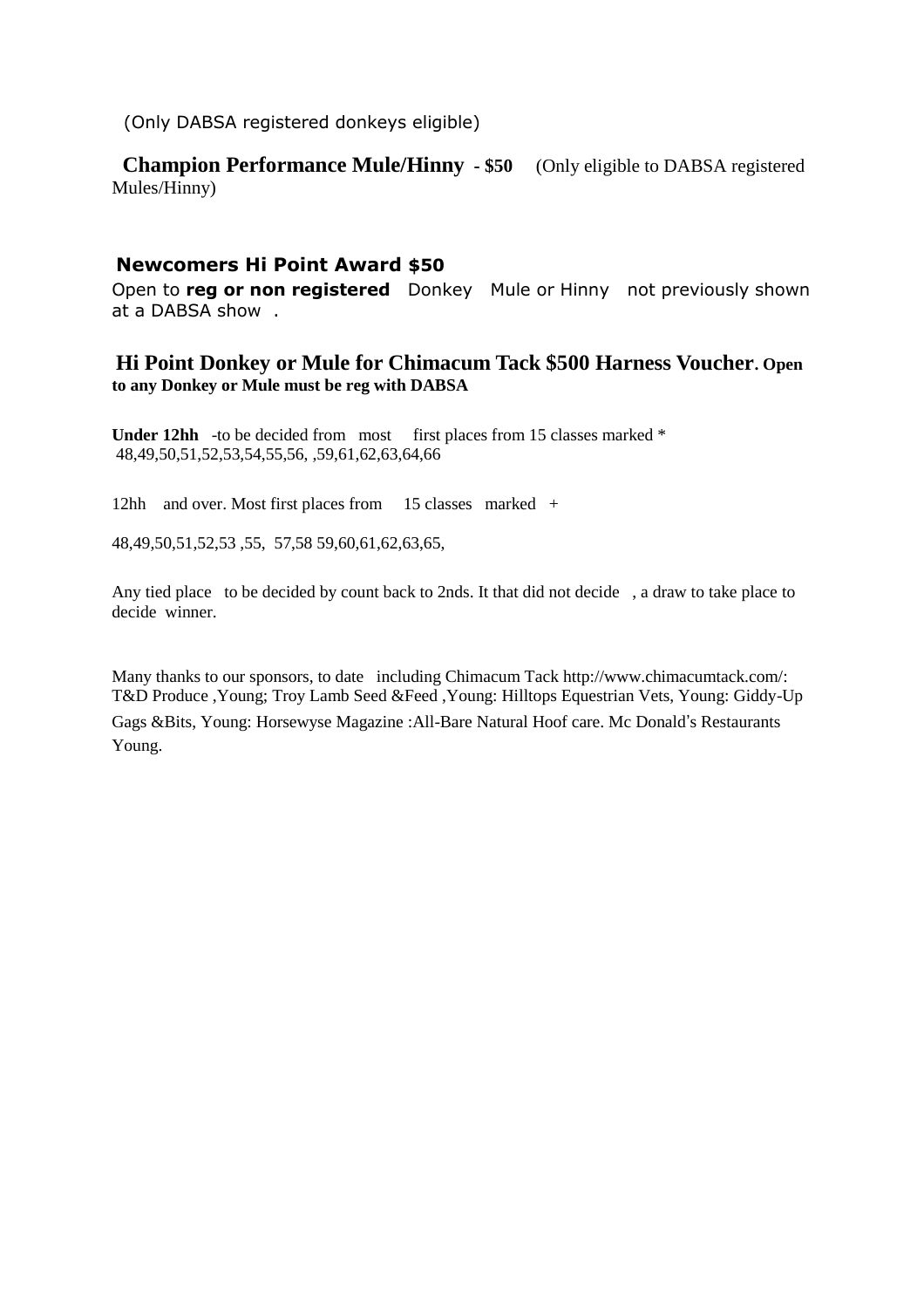(Only DABSA registered donkeys eligible)

**Champion Performance Mule/Hinny - $50** (Only eligible to DABSA registered Mules/Hinny)

**Newcomers Hi Point Award $50**

Open to **reg or non registered** Donkey Mule or Hinny not previously shown at a DABSA show .

**Hi Point Donkey or Mule for Chimacum Tack $500 Harness Voucher. Open to any Donkey or Mule must be reg with DABSA**

**Under 12hh** -to be decided from most first places from 15 classes marked *
48,49,50,51,52,53,54,55,56, ,59,61,62,63,64,66

12hh and over. Most first places from 15 classes marked +

48,49,50,51,52,53 ,55, 57,58 59,60,61,62,63,65,

Any tied place to be decided by count back to 2nds. It that did not decide , a draw to take place to decide winner.

Many thanks to our sponsors, to date including Chimacum Tack http://www.chimacumtack.com/: T&D Produce ,Young; Troy Lamb Seed &Feed ,Young: Hilltops Equestrian Vets, Young: Giddy-Up Gags &Bits, Young: Horsewyse Magazine :All-Bare Natural Hoof care. Mc Donald's Restaurants Young.